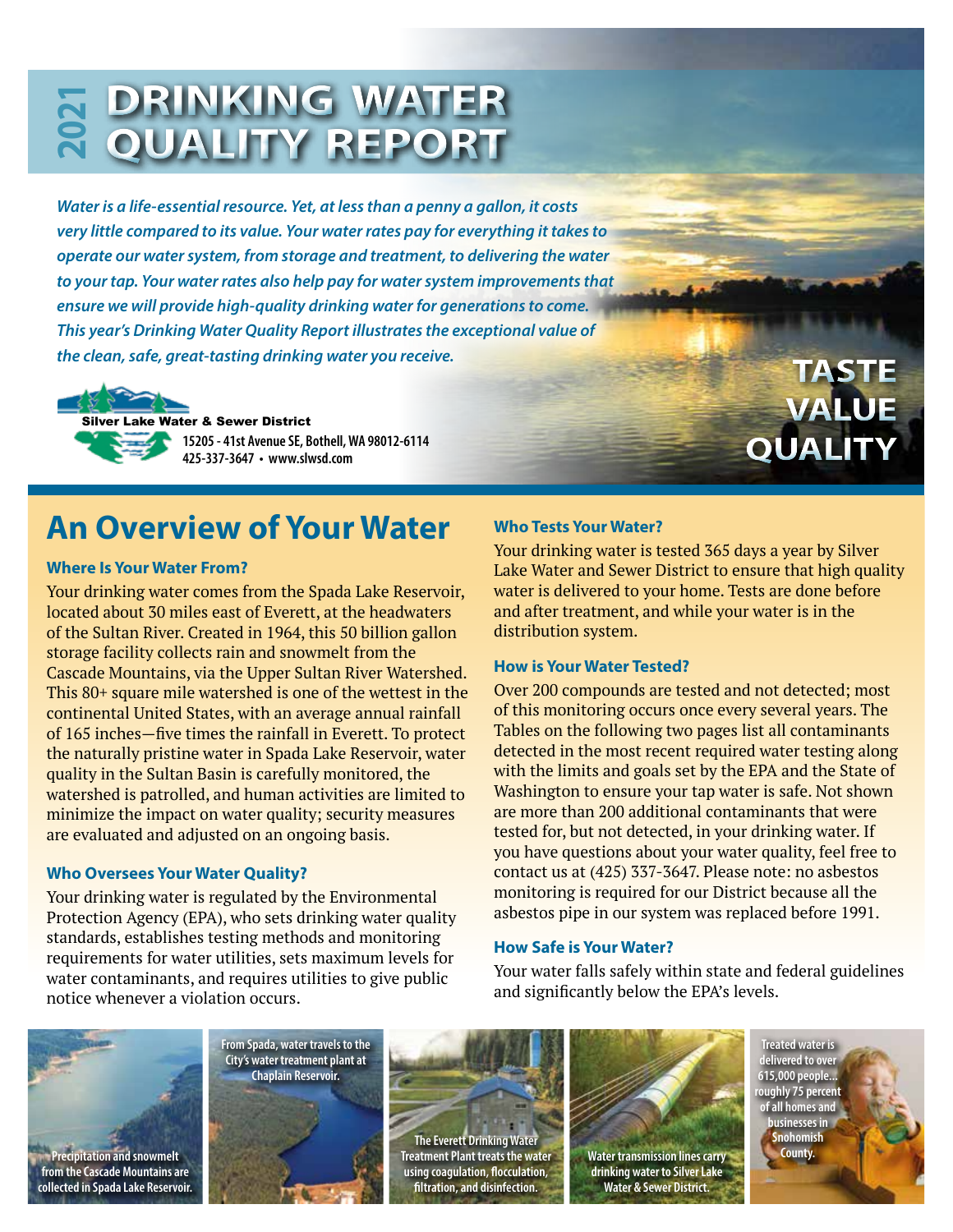# 2021 DRINKING WATER QUALITY REPORT

*Water is a life-essential resource. Yet, at less than a penny a gallon, it costs very little compared to its value. Your water rates pay for everything it takes to operate our water system, from storage and treatment, to delivering the water to your tap. Your water rates also help pay for water system improvements that ensure we will provide high-quality drinking water for generations to come. This year's Drinking Water Quality Report illustrates the exceptional value of the clean, safe, great-tasting drinking water you receive.*

**Silver Lake Water & Sewer District**
15205 - 41st Avenue SE, Bothell, WA 98012-6114
425-337-3647 • www.slwsd.com

**TASTE**
**VALUE**
**QUALITY**

## An Overview of Your Water

### Where Is Your Water From?

Your drinking water comes from the Spada Lake Reservoir, located about 30 miles east of Everett, at the headwaters of the Sultan River. Created in 1964, this 50 billion gallon storage facility collects rain and snowmelt from the Cascade Mountains, via the Upper Sultan River Watershed. This 80+ square mile watershed is one of the wettest in the continental United States, with an average annual rainfall of 165 inches—five times the rainfall in Everett. To protect the naturally pristine water in Spada Lake Reservoir, water quality in the Sultan Basin is carefully monitored, the watershed is patrolled, and human activities are limited to minimize the impact on water quality; security measures are evaluated and adjusted on an ongoing basis.

### Who Oversees Your Water Quality?

Your drinking water is regulated by the Environmental Protection Agency (EPA), who sets drinking water quality standards, establishes testing methods and monitoring requirements for water utilities, sets maximum levels for water contaminants, and requires utilities to give public notice whenever a violation occurs.

### Who Tests Your Water?

Your drinking water is tested 365 days a year by Silver Lake Water and Sewer District to ensure that high quality water is delivered to your home. Tests are done before and after treatment, and while your water is in the distribution system.

### How is Your Water Tested?

Over 200 compounds are tested and not detected; most of this monitoring occurs once every several years. The Tables on the following two pages list all contaminants detected in the most recent required water testing along with the limits and goals set by the EPA and the State of Washington to ensure your tap water is safe. Not shown are more than 200 additional contaminants that were tested for, but not detected, in your drinking water. If you have questions about your water quality, feel free to contact us at (425) 337-3647. Please note: no asbestos monitoring is required for our District because all the asbestos pipe in our system was replaced before 1991.

### How Safe is Your Water?

Your water falls safely within state and federal guidelines and significantly below the EPA's levels.

Precipitation and snowmelt from the Cascade Mountains are collected in Spada Lake Reservoir.

From Spada, water travels to the City's water treatment plant at Chaplain Reservoir.

The Everett Drinking Water Treatment Plant treats the water using coagulation, flocculation, filtration, and disinfection.

Water transmission lines carry drinking water to Silver Lake Water & Sewer District.

Treated water is delivered to over 615,000 people... roughly 75 percent of all homes and businesses in Snohomish County.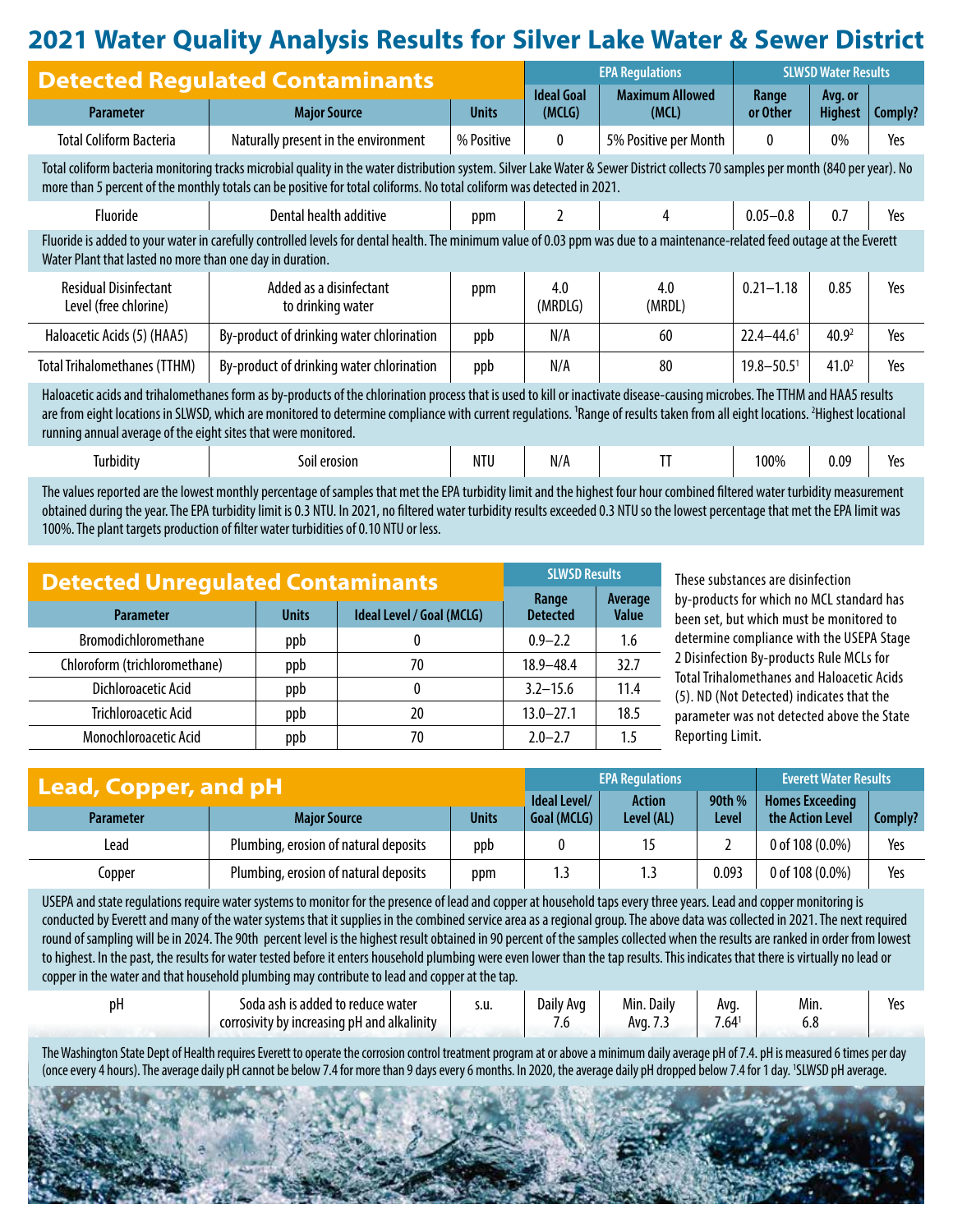# 2021 Water Quality Analysis Results for Silver Lake Water & Sewer District

## Detected Regulated Contaminants

| Parameter | Major Source | Units | EPA Regulations: Ideal Goal (MCLG) | EPA Regulations: Maximum Allowed (MCL) | SLWSD Water Results: Range or Other | SLWSD Water Results: Avg. or Highest | Comply? |
|---|---|---|---|---|---|---|---|
| Total Coliform Bacteria | Naturally present in the environment | % Positive | 0 | 5% Positive per Month | 0 | 0% | Yes |

Total coliform bacteria monitoring tracks microbial quality in the water distribution system. Silver Lake Water & Sewer District collects 70 samples per month (840 per year). No more than 5 percent of the monthly totals can be positive for total coliforms. No total coliform was detected in 2021.

| Parameter | Major Source | Units | EPA Regulations: Ideal Goal (MCLG) | EPA Regulations: Maximum Allowed (MCL) | SLWSD Water Results: Range or Other | SLWSD Water Results: Avg. or Highest | Comply? |
|---|---|---|---|---|---|---|---|
| Fluoride | Dental health additive | ppm | 2 | 4 | 0.05–0.8 | 0.7 | Yes |

Fluoride is added to your water in carefully controlled levels for dental health. The minimum value of 0.03 ppm was due to a maintenance-related feed outage at the Everett Water Plant that lasted no more than one day in duration.

| Parameter | Major Source | Units | EPA Regulations: Ideal Goal (MCLG) | EPA Regulations: Maximum Allowed (MCL) | SLWSD Water Results: Range or Other | SLWSD Water Results: Avg. or Highest | Comply? |
|---|---|---|---|---|---|---|---|
| Residual Disinfectant Level (free chlorine) | Added as a disinfectant to drinking water | ppm | 4.0 (MRDLG) | 4.0 (MRDL) | 0.21–1.18 | 0.85 | Yes |
| Haloacetic Acids (5) (HAA5) | By-product of drinking water chlorination | ppb | N/A | 60 | 22.4–44.6[1] | 40.9[2] | Yes |
| Total Trihalomethanes (TTHM) | By-product of drinking water chlorination | ppb | N/A | 80 | 19.8–50.5[1] | 41.0[2] | Yes |

Haloacetic acids and trihalomethanes form as by-products of the chlorination process that is used to kill or inactivate disease-causing microbes. The TTHM and HAA5 results are from eight locations in SLWSD, which are monitored to determine compliance with current regulations. [1]Range of results taken from all eight locations. [2]Highest locational running annual average of the eight sites that were monitored.

| Parameter | Major Source | Units | EPA Regulations: Ideal Goal (MCLG) | EPA Regulations: Maximum Allowed (MCL) | SLWSD Water Results: Range or Other | SLWSD Water Results: Avg. or Highest | Comply? |
|---|---|---|---|---|---|---|---|
| Turbidity | Soil erosion | NTU | N/A | TT | 100% | 0.09 | Yes |

The values reported are the lowest monthly percentage of samples that met the EPA turbidity limit and the highest four hour combined filtered water turbidity measurement obtained during the year. The EPA turbidity limit is 0.3 NTU. In 2021, no filtered water turbidity results exceeded 0.3 NTU so the lowest percentage that met the EPA limit was 100%. The plant targets production of filter water turbidities of 0.10 NTU or less.

## Detected Unregulated Contaminants

| Parameter | Units | Ideal Level / Goal (MCLG) | SLWSD Results: Range Detected | SLWSD Results: Average Value |
|---|---|---|---|---|
| Bromodichloromethane | ppb | 0 | 0.9–2.2 | 1.6 |
| Chloroform (trichloromethane) | ppb | 70 | 18.9–48.4 | 32.7 |
| Dichloroacetic Acid | ppb | 0 | 3.2–15.6 | 11.4 |
| Trichloroacetic Acid | ppb | 20 | 13.0–27.1 | 18.5 |
| Monochloroacetic Acid | ppb | 70 | 2.0–2.7 | 1.5 |

These substances are disinfection by-products for which no MCL standard has been set, but which must be monitored to determine compliance with the USEPA Stage 2 Disinfection By-products Rule MCLs for Total Trihalomethanes and Haloacetic Acids (5). ND (Not Detected) indicates that the parameter was not detected above the State Reporting Limit.

## Lead, Copper, and pH

| Parameter | Major Source | Units | EPA Regulations: Ideal Level/ Goal (MCLG) | EPA Regulations: Action Level (AL) | EPA Regulations: 90th % Level | Everett Water Results: Homes Exceeding the Action Level | Comply? |
|---|---|---|---|---|---|---|---|
| Lead | Plumbing, erosion of natural deposits | ppb | 0 | 15 | 2 | 0 of 108 (0.0%) | Yes |
| Copper | Plumbing, erosion of natural deposits | ppm | 1.3 | 1.3 | 0.093 | 0 of 108 (0.0%) | Yes |

USEPA and state regulations require water systems to monitor for the presence of lead and copper at household taps every three years. Lead and copper monitoring is conducted by Everett and many of the water systems that it supplies in the combined service area as a regional group. The above data was collected in 2021. The next required round of sampling will be in 2024. The 90th percent level is the highest result obtained in 90 percent of the samples collected when the results are ranked in order from lowest to highest. In the past, the results for water tested before it enters household plumbing were even lower than the tap results. This indicates that there is virtually no lead or copper in the water and that household plumbing may contribute to lead and copper at the tap.

| Parameter | Major Source | Units | | | | | Comply? |
|---|---|---|---|---|---|---|---|
| pH | Soda ash is added to reduce water corrosivity by increasing pH and alkalinity | s.u. | Daily Avg 7.6 | Min. Daily Avg. 7.3 | Avg. 7.64[1] | Min. 6.8 | Yes |

The Washington State Dept of Health requires Everett to operate the corrosion control treatment program at or above a minimum daily average pH of 7.4. pH is measured 6 times per day (once every 4 hours). The average daily pH cannot be below 7.4 for more than 9 days every 6 months. In 2020, the average daily pH dropped below 7.4 for 1 day. [1]SLWSD pH average.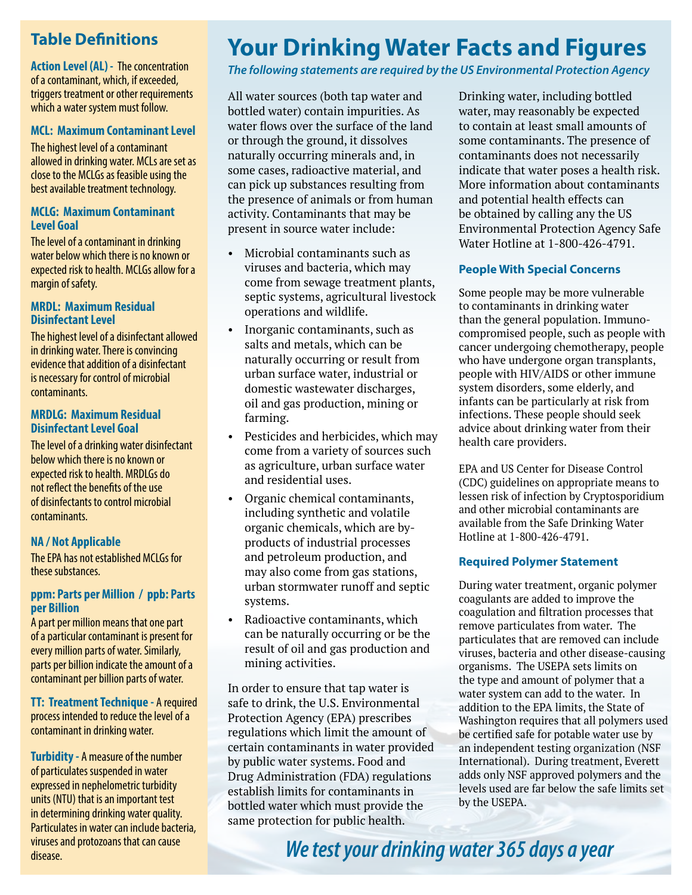## Table Definitions

**Action Level (AL)** - The concentration of a contaminant, which, if exceeded, triggers treatment or other requirements which a water system must follow.

**MCL: Maximum Contaminant Level**

The highest level of a contaminant allowed in drinking water. MCLs are set as close to the MCLGs as feasible using the best available treatment technology.

**MCLG: Maximum Contaminant Level Goal**

The level of a contaminant in drinking water below which there is no known or expected risk to health. MCLGs allow for a margin of safety.

**MRDL: Maximum Residual Disinfectant Level**

The highest level of a disinfectant allowed in drinking water. There is convincing evidence that addition of a disinfectant is necessary for control of microbial contaminants.

**MRDLG: Maximum Residual Disinfectant Level Goal**

The level of a drinking water disinfectant below which there is no known or expected risk to health. MRDLGs do not reflect the benefits of the use of disinfectants to control microbial contaminants.

**NA / Not Applicable**

The EPA has not established MCLGs for these substances.

**ppm: Parts per Million / ppb: Parts per Billion**

A part per million means that one part of a particular contaminant is present for every million parts of water. Similarly, parts per billion indicate the amount of a contaminant per billion parts of water.

**TT: Treatment Technique** - A required process intended to reduce the level of a contaminant in drinking water.

**Turbidity** - A measure of the number of particulates suspended in water expressed in nephelometric turbidity units (NTU) that is an important test in determining drinking water quality. Particulates in water can include bacteria, viruses and protozoans that can cause disease.

# Your Drinking Water Facts and Figures

*The following statements are required by the US Environmental Protection Agency*

All water sources (both tap water and bottled water) contain impurities. As water flows over the surface of the land or through the ground, it dissolves naturally occurring minerals and, in some cases, radioactive material, and can pick up substances resulting from the presence of animals or from human activity. Contaminants that may be present in source water include:

- Microbial contaminants such as viruses and bacteria, which may come from sewage treatment plants, septic systems, agricultural livestock operations and wildlife.
- Inorganic contaminants, such as salts and metals, which can be naturally occurring or result from urban surface water, industrial or domestic wastewater discharges, oil and gas production, mining or farming.
- Pesticides and herbicides, which may come from a variety of sources such as agriculture, urban surface water and residential uses.
- Organic chemical contaminants, including synthetic and volatile organic chemicals, which are by-products of industrial processes and petroleum production, and may also come from gas stations, urban stormwater runoff and septic systems.
- Radioactive contaminants, which can be naturally occurring or be the result of oil and gas production and mining activities.

In order to ensure that tap water is safe to drink, the U.S. Environmental Protection Agency (EPA) prescribes regulations which limit the amount of certain contaminants in water provided by public water systems. Food and Drug Administration (FDA) regulations establish limits for contaminants in bottled water which must provide the same protection for public health.

Drinking water, including bottled water, may reasonably be expected to contain at least small amounts of some contaminants. The presence of contaminants does not necessarily indicate that water poses a health risk. More information about contaminants and potential health effects can be obtained by calling any the US Environmental Protection Agency Safe Water Hotline at 1-800-426-4791.

### People With Special Concerns

Some people may be more vulnerable to contaminants in drinking water than the general population. Immuno-compromised people, such as people with cancer undergoing chemotherapy, people who have undergone organ transplants, people with HIV/AIDS or other immune system disorders, some elderly, and infants can be particularly at risk from infections. These people should seek advice about drinking water from their health care providers.

EPA and US Center for Disease Control (CDC) guidelines on appropriate means to lessen risk of infection by Cryptosporidium and other microbial contaminants are available from the Safe Drinking Water Hotline at 1-800-426-4791.

### Required Polymer Statement

During water treatment, organic polymer coagulants are added to improve the coagulation and filtration processes that remove particulates from water. The particulates that are removed can include viruses, bacteria and other disease-causing organisms. The USEPA sets limits on the type and amount of polymer that a water system can add to the water. In addition to the EPA limits, the State of Washington requires that all polymers used be certified safe for potable water use by an independent testing organization (NSF International). During treatment, Everett adds only NSF approved polymers and the levels used are far below the safe limits set by the USEPA.

*We test your drinking water 365 days a year*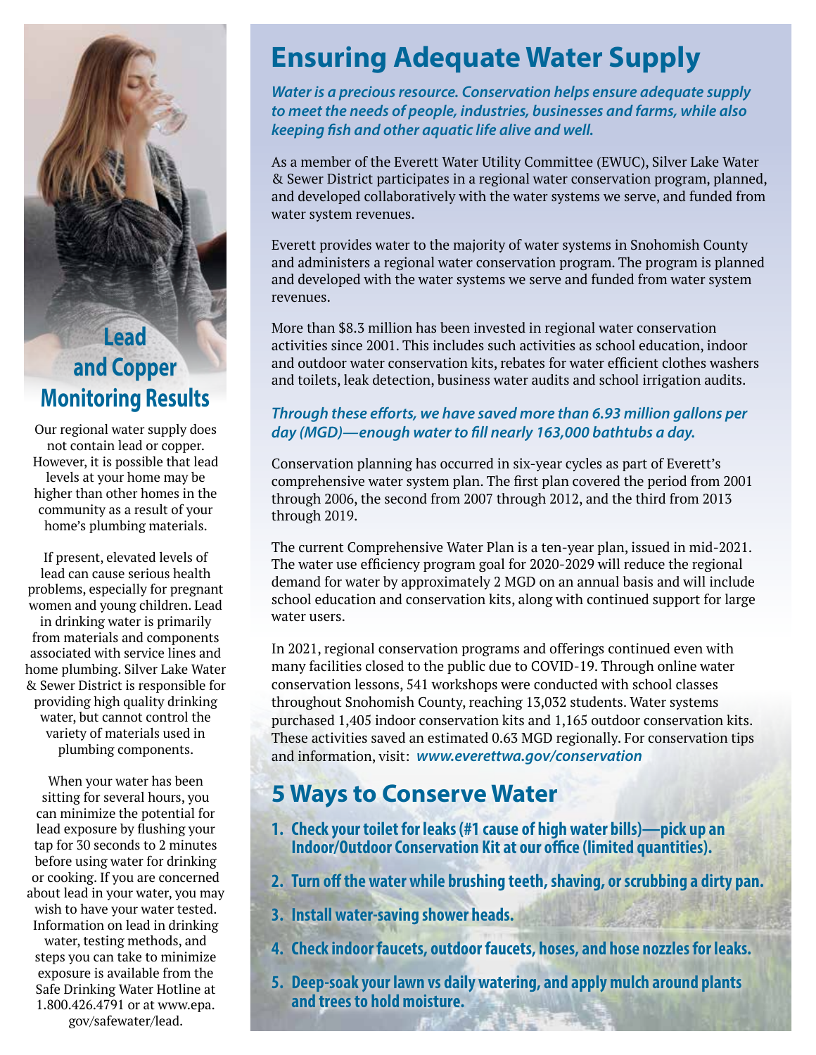## Lead and Copper Monitoring Results

Our regional water supply does not contain lead or copper. However, it is possible that lead levels at your home may be higher than other homes in the community as a result of your home's plumbing materials.

If present, elevated levels of lead can cause serious health problems, especially for pregnant women and young children. Lead in drinking water is primarily from materials and components associated with service lines and home plumbing. Silver Lake Water & Sewer District is responsible for providing high quality drinking water, but cannot control the variety of materials used in plumbing components.

When your water has been sitting for several hours, you can minimize the potential for lead exposure by flushing your tap for 30 seconds to 2 minutes before using water for drinking or cooking. If you are concerned about lead in your water, you may wish to have your water tested. Information on lead in drinking water, testing methods, and steps you can take to minimize exposure is available from the Safe Drinking Water Hotline at 1.800.426.4791 or at www.epa.gov/safewater/lead.

# Ensuring Adequate Water Supply

***Water is a precious resource. Conservation helps ensure adequate supply to meet the needs of people, industries, businesses and farms, while also keeping fish and other aquatic life alive and well.***

As a member of the Everett Water Utility Committee (EWUC), Silver Lake Water & Sewer District participates in a regional water conservation program, planned, and developed collaboratively with the water systems we serve, and funded from water system revenues.

Everett provides water to the majority of water systems in Snohomish County and administers a regional water conservation program. The program is planned and developed with the water systems we serve and funded from water system revenues.

More than $8.3 million has been invested in regional water conservation activities since 2001. This includes such activities as school education, indoor and outdoor water conservation kits, rebates for water efficient clothes washers and toilets, leak detection, business water audits and school irrigation audits.

***Through these efforts, we have saved more than 6.93 million gallons per day (MGD)—enough water to fill nearly 163,000 bathtubs a day.***

Conservation planning has occurred in six-year cycles as part of Everett's comprehensive water system plan. The first plan covered the period from 2001 through 2006, the second from 2007 through 2012, and the third from 2013 through 2019.

The current Comprehensive Water Plan is a ten-year plan, issued in mid-2021. The water use efficiency program goal for 2020-2029 will reduce the regional demand for water by approximately 2 MGD on an annual basis and will include school education and conservation kits, along with continued support for large water users.

In 2021, regional conservation programs and offerings continued even with many facilities closed to the public due to COVID-19. Through online water conservation lessons, 541 workshops were conducted with school classes throughout Snohomish County, reaching 13,032 students. Water systems purchased 1,405 indoor conservation kits and 1,165 outdoor conservation kits. These activities saved an estimated 0.63 MGD regionally. For conservation tips and information, visit: ***www.everettwa.gov/conservation***

## 5 Ways to Conserve Water

1. **Check your toilet for leaks (#1 cause of high water bills)—pick up an Indoor/Outdoor Conservation Kit at our office (limited quantities).**
2. **Turn off the water while brushing teeth, shaving, or scrubbing a dirty pan.**
3. **Install water-saving shower heads.**
4. **Check indoor faucets, outdoor faucets, hoses, and hose nozzles for leaks.**
5. **Deep-soak your lawn vs daily watering, and apply mulch around plants and trees to hold moisture.**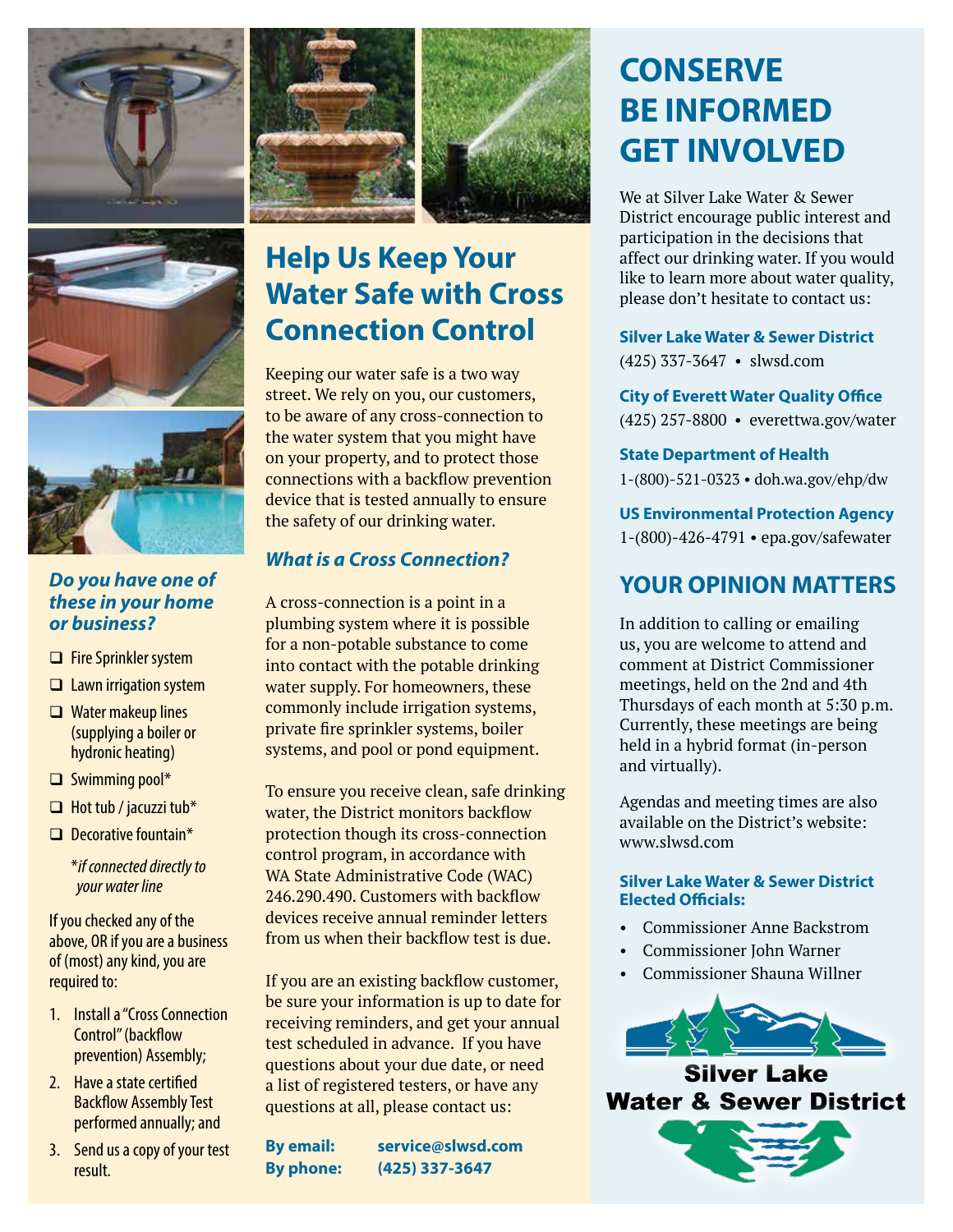## Help Us Keep Your Water Safe with Cross Connection Control

Keeping our water safe is a two way street. We rely on you, our customers, to be aware of any cross-connection to the water system that you might have on your property, and to protect those connections with a backflow prevention device that is tested annually to ensure the safety of our drinking water.

### *What is a Cross Connection?*

A cross-connection is a point in a plumbing system where it is possible for a non-potable substance to come into contact with the potable drinking water supply. For homeowners, these commonly include irrigation systems, private fire sprinkler systems, boiler systems, and pool or pond equipment.

To ensure you receive clean, safe drinking water, the District monitors backflow protection though its cross-connection control program, in accordance with WA State Administrative Code (WAC) 246.290.490. Customers with backflow devices receive annual reminder letters from us when their backflow test is due.

If you are an existing backflow customer, be sure your information is up to date for receiving reminders, and get your annual test scheduled in advance. If you have questions about your due date, or need a list of registered testers, or have any questions at all, please contact us:

**By email:** **service@slwsd.com**
**By phone:** **(425) 337-3647**

### *Do you have one of these in your home or business?*

- ❑ Fire Sprinkler system
- ❑ Lawn irrigation system
- ❑ Water makeup lines (supplying a boiler or hydronic heating)
- ❑ Swimming pool*
- ❑ Hot tub / jacuzzi tub*
- ❑ Decorative fountain*

*\*if connected directly to your water line*

If you checked any of the above, OR if you are a business of (most) any kind, you are required to:

1. Install a "Cross Connection Control" (backflow prevention) Assembly;
2. Have a state certified Backflow Assembly Test performed annually; and
3. Send us a copy of your test result.

## CONSERVE BE INFORMED GET INVOLVED

We at Silver Lake Water & Sewer District encourage public interest and participation in the decisions that affect our drinking water. If you would like to learn more about water quality, please don't hesitate to contact us:

**Silver Lake Water & Sewer District**
(425) 337-3647 • slwsd.com

**City of Everett Water Quality Office**
(425) 257-8800 • everettwa.gov/water

**State Department of Health**
1-(800)-521-0323 • doh.wa.gov/ehp/dw

**US Environmental Protection Agency**
1-(800)-426-4791 • epa.gov/safewater

## YOUR OPINION MATTERS

In addition to calling or emailing us, you are welcome to attend and comment at District Commissioner meetings, held on the 2nd and 4th Thursdays of each month at 5:30 p.m. Currently, these meetings are being held in a hybrid format (in-person and virtually).

Agendas and meeting times are also available on the District's website: www.slwsd.com

**Silver Lake Water & Sewer District Elected Officials:**

- Commissioner Anne Backstrom
- Commissioner John Warner
- Commissioner Shauna Willner

Silver Lake Water & Sewer District